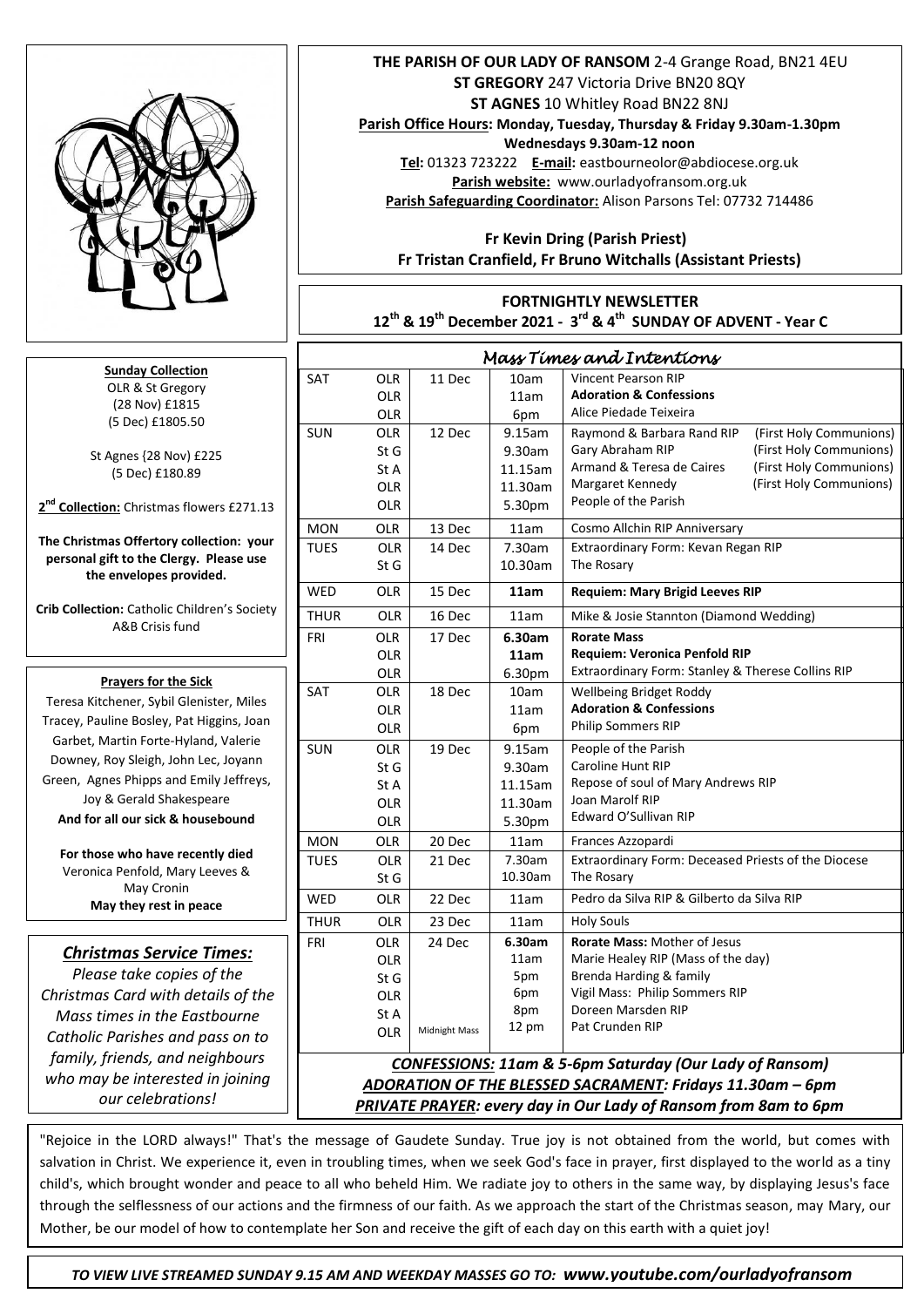**THE PARISH OF OUR LADY OF RANSOM** 2-4 Grange Road, BN21 4EU
**ST GREGORY** 247 Victoria Drive BN20 8QY
**ST AGNES** 10 Whitley Road BN22 8NJ
**Parish Office Hours: Monday, Tuesday, Thursday & Friday 9.30am-1.30pm**
**Wednesdays 9.30am-12 noon**
**Tel:** 01323 723222 **E-mail:** eastbourneolor@abdiocese.org.uk
**Parish website:** www.ourladyofransom.org.uk
**Parish Safeguarding Coordinator:** Alison Parsons Tel: 07732 714486

**Fr Kevin Dring (Parish Priest)**
**Fr Tristan Cranfield, Fr Bruno Witchalls (Assistant Priests)**

**FORTNIGHTLY NEWSLETTER**
**12th & 19th December 2021 - 3rd & 4th SUNDAY OF ADVENT - Year C**

**Sunday Collection**
OLR & St Gregory
(28 Nov) £1815
(5 Dec) £1805.50

St Agnes (28 Nov) £225
(5 Dec) £180.89

**2nd Collection:** Christmas flowers £271.13

**The Christmas Offertory collection: your personal gift to the Clergy. Please use the envelopes provided.**

**Crib Collection:** Catholic Children's Society A&B Crisis fund

**Prayers for the Sick**
Teresa Kitchener, Sybil Glenister, Miles Tracey, Pauline Bosley, Pat Higgins, Joan Garbet, Martin Forte-Hyland, Valerie Downey, Roy Sleigh, John Lec, Joyann Green, Agnes Phipps and Emily Jeffreys, Joy & Gerald Shakespeare
**And for all our sick & housebound**

**For those who have recently died**
Veronica Penfold, Mary Leeves & May Cronin
**May they rest in peace**

## *Mass Times and Intentions*

| Day | Church | Date | Time | Intention |
|---|---|---|---|---|
| SAT | OLR | 11 Dec | 10am | Vincent Pearson RIP |
| | OLR | | 11am | **Adoration & Confessions** |
| | OLR | | 6pm | Alice Piedade Teixeira |
| SUN | OLR | 12 Dec | 9.15am | Raymond & Barbara Rand RIP (First Holy Communions) |
| | St G | | 9.30am | Gary Abraham RIP (First Holy Communions) |
| | St A | | 11.15am | Armand & Teresa de Caires (First Holy Communions) |
| | OLR | | 11.30am | Margaret Kennedy (First Holy Communions) |
| | OLR | | 5.30pm | People of the Parish |
| MON | OLR | 13 Dec | 11am | Cosmo Allchin RIP Anniversary |
| TUES | OLR | 14 Dec | 7.30am | Extraordinary Form: Kevan Regan RIP |
| | St G | | 10.30am | The Rosary |
| WED | OLR | 15 Dec | **11am** | **Requiem: Mary Brigid Leeves RIP** |
| THUR | OLR | 16 Dec | 11am | Mike & Josie Stannton (Diamond Wedding) |
| FRI | OLR | 17 Dec | **6.30am** | **Rorate Mass** |
| | OLR | | **11am** | **Requiem: Veronica Penfold RIP** |
| | OLR | | 6.30pm | Extraordinary Form: Stanley & Therese Collins RIP |
| SAT | OLR | 18 Dec | 10am | Wellbeing Bridget Roddy |
| | OLR | | 11am | **Adoration & Confessions** |
| | OLR | | 6pm | Philip Sommers RIP |
| SUN | OLR | 19 Dec | 9.15am | People of the Parish |
| | St G | | 9.30am | Caroline Hunt RIP |
| | St A | | 11.15am | Repose of soul of Mary Andrews RIP |
| | OLR | | 11.30am | Joan Marolf RIP |
| | OLR | | 5.30pm | Edward O'Sullivan RIP |
| MON | OLR | 20 Dec | 11am | Frances Azzopardi |
| TUES | OLR | 21 Dec | 7.30am | Extraordinary Form: Deceased Priests of the Diocese |
| | St G | | 10.30am | The Rosary |
| WED | OLR | 22 Dec | 11am | Pedro da Silva RIP & Gilberto da Silva RIP |
| THUR | OLR | 23 Dec | 11am | Holy Souls |
| FRI | OLR | 24 Dec | **6.30am** | **Rorate Mass:** Mother of Jesus |
| | OLR | | 11am | Marie Healey RIP (Mass of the day) |
| | St G | | 5pm | Brenda Harding & family |
| | OLR | | 6pm | Vigil Mass: Philip Sommers RIP |
| | St A | | 8pm | Doreen Marsden RIP |
| | OLR | Midnight Mass | 12 pm | Pat Crunden RIP |

***CONFESSIONS:** 11am & 5-6pm Saturday (Our Lady of Ransom)*
***ADORATION OF THE BLESSED SACRAMENT:** Fridays 11.30am – 6pm*
***PRIVATE PRAYER:** every day in Our Lady of Ransom from 8am to 6pm*

### *Christmas Service Times:*

*Please take copies of the Christmas Card with details of the Mass times in the Eastbourne Catholic Parishes and pass on to family, friends, and neighbours who may be interested in joining our celebrations!*

"Rejoice in the LORD always!" That's the message of Gaudete Sunday. True joy is not obtained from the world, but comes with salvation in Christ. We experience it, even in troubling times, when we seek God's face in prayer, first displayed to the world as a tiny child's, which brought wonder and peace to all who beheld Him. We radiate joy to others in the same way, by displaying Jesus's face through the selflessness of our actions and the firmness of our faith. As we approach the start of the Christmas season, may Mary, our Mother, be our model of how to contemplate her Son and receive the gift of each day on this earth with a quiet joy!

*TO VIEW LIVE STREAMED SUNDAY 9.15 AM AND WEEKDAY MASSES GO TO:* ***www.youtube.com/ourladyofransom***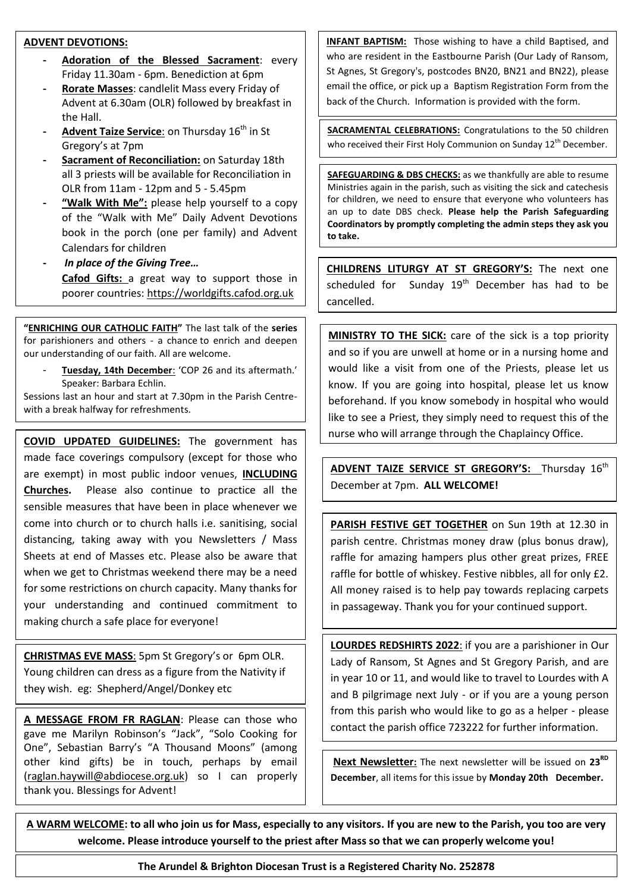**ADVENT DEVOTIONS:**

- **Adoration of the Blessed Sacrament**: every Friday 11.30am - 6pm. Benediction at 6pm
- **Rorate Masses**: candlelit Mass every Friday of Advent at 6.30am (OLR) followed by breakfast in the Hall.
- **Advent Taize Service**: on Thursday 16th in St Gregory's at 7pm
- **Sacrament of Reconciliation:** on Saturday 18th all 3 priests will be available for Reconciliation in OLR from 11am - 12pm and 5 - 5.45pm
- **"Walk With Me":** please help yourself to a copy of the "Walk with Me" Daily Advent Devotions book in the porch (one per family) and Advent Calendars for children
- ***In place of the Giving Tree…***
  **Cafod Gifts:** a great way to support those in poorer countries: https://worldgifts.cafod.org.uk

**"ENRICHING OUR CATHOLIC FAITH"** The last talk of the **series** for parishioners and others - a chance to enrich and deepen our understanding of our faith. All are welcome.

- **Tuesday, 14th December**: 'COP 26 and its aftermath.' Speaker: Barbara Echlin.

Sessions last an hour and start at 7.30pm in the Parish Centre- with a break halfway for refreshments.

**COVID UPDATED GUIDELINES:** The government has made face coverings compulsory (except for those who are exempt) in most public indoor venues, **INCLUDING Churches.** Please also continue to practice all the sensible measures that have been in place whenever we come into church or to church halls i.e. sanitising, social distancing, taking away with you Newsletters / Mass Sheets at end of Masses etc. Please also be aware that when we get to Christmas weekend there may be a need for some restrictions on church capacity. Many thanks for your understanding and continued commitment to making church a safe place for everyone!

**CHRISTMAS EVE MASS**: 5pm St Gregory's or 6pm OLR. Young children can dress as a figure from the Nativity if they wish. eg: Shepherd/Angel/Donkey etc

**A MESSAGE FROM FR RAGLAN**: Please can those who gave me Marilyn Robinson's "Jack", "Solo Cooking for One", Sebastian Barry's "A Thousand Moons" (among other kind gifts) be in touch, perhaps by email (raglan.haywill@abdiocese.org.uk) so I can properly thank you. Blessings for Advent!

**INFANT BAPTISM:** Those wishing to have a child Baptised, and who are resident in the Eastbourne Parish (Our Lady of Ransom, St Agnes, St Gregory's, postcodes BN20, BN21 and BN22), please email the office, or pick up a Baptism Registration Form from the back of the Church. Information is provided with the form.

**SACRAMENTAL CELEBRATIONS:** Congratulations to the 50 children who received their First Holy Communion on Sunday 12th December.

**SAFEGUARDING & DBS CHECKS:** as we thankfully are able to resume Ministries again in the parish, such as visiting the sick and catechesis for children, we need to ensure that everyone who volunteers has an up to date DBS check. **Please help the Parish Safeguarding Coordinators by promptly completing the admin steps they ask you to take.**

**CHILDRENS LITURGY AT ST GREGORY'S:** The next one scheduled for Sunday 19th December has had to be cancelled.

**MINISTRY TO THE SICK:** care of the sick is a top priority and so if you are unwell at home or in a nursing home and would like a visit from one of the Priests, please let us know. If you are going into hospital, please let us know beforehand. If you know somebody in hospital who would like to see a Priest, they simply need to request this of the nurse who will arrange through the Chaplaincy Office.

**ADVENT TAIZE SERVICE ST GREGORY'S:** Thursday 16th December at 7pm. **ALL WELCOME!**

**PARISH FESTIVE GET TOGETHER** on Sun 19th at 12.30 in parish centre. Christmas money draw (plus bonus draw), raffle for amazing hampers plus other great prizes, FREE raffle for bottle of whiskey. Festive nibbles, all for only £2. All money raised is to help pay towards replacing carpets in passageway. Thank you for your continued support.

**LOURDES REDSHIRTS 2022**: if you are a parishioner in Our Lady of Ransom, St Agnes and St Gregory Parish, and are in year 10 or 11, and would like to travel to Lourdes with A and B pilgrimage next July - or if you are a young person from this parish who would like to go as a helper - please contact the parish office 723222 for further information.

**Next Newsletter:** The next newsletter will be issued on **23RD December**, all items for this issue by **Monday 20th December.**

**A WARM WELCOME: to all who join us for Mass, especially to any visitors. If you are new to the Parish, you too are very welcome. Please introduce yourself to the priest after Mass so that we can properly welcome you!**

**The Arundel & Brighton Diocesan Trust is a Registered Charity No. 252878**